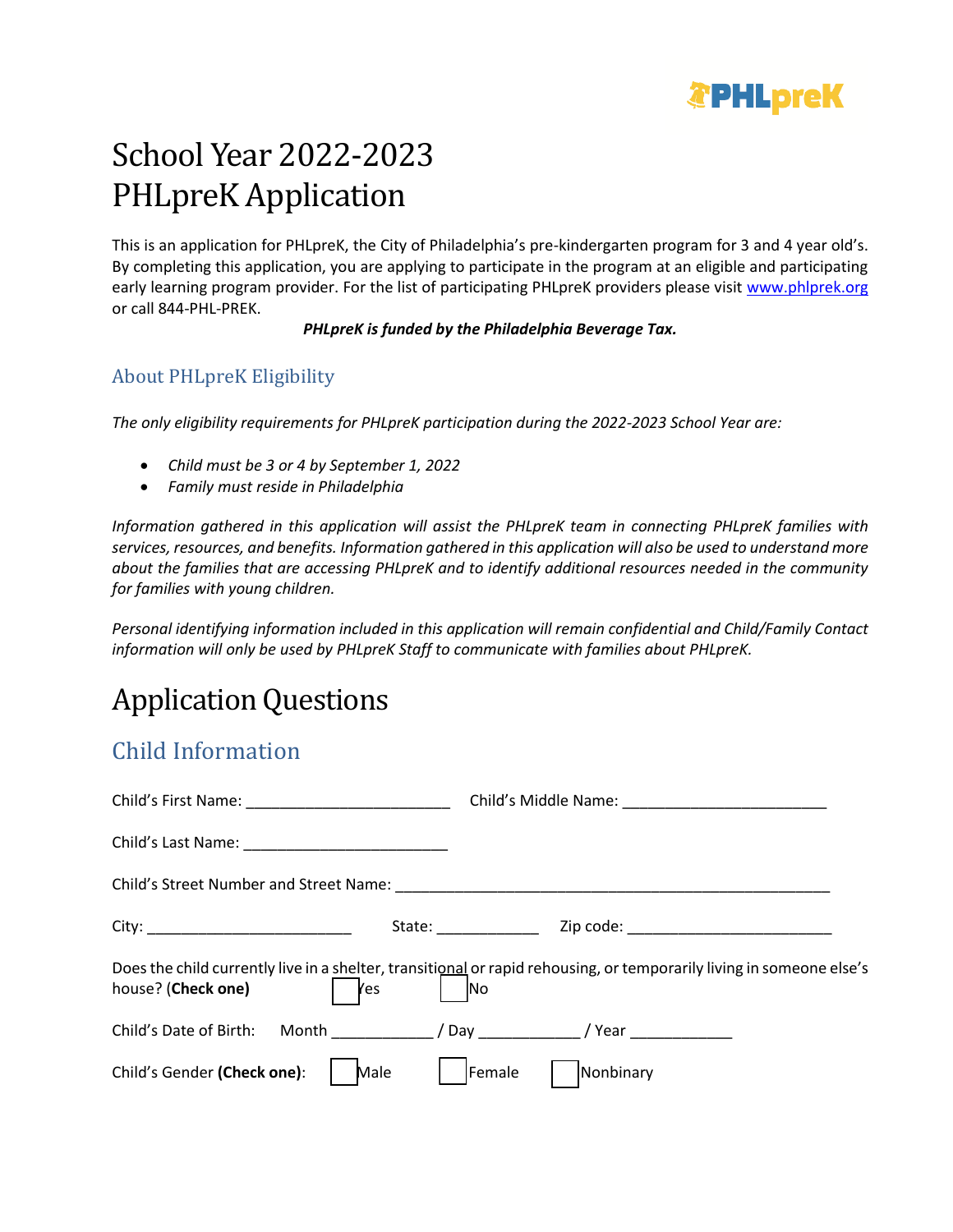# School Year 2022-2023 PHLpreK Application

This is an application for PHLpreK, the City of Philadelphia's pre-kindergarten program for 3 and 4 year old's. By completing this application, you are applying to participate in the program at an eligible and participating early learning program provider. For the list of participating PHLpreK providers please visit www.phlprek.org or call 844-PHL-PREK.

***PHLpreK is funded by the Philadelphia Beverage Tax.***

## About PHLpreK Eligibility

*The only eligibility requirements for PHLpreK participation during the 2022-2023 School Year are:*

- *Child must be 3 or 4 by September 1, 2022*
- *Family must reside in Philadelphia*

*Information gathered in this application will assist the PHLpreK team in connecting PHLpreK families with services, resources, and benefits. Information gathered in this application will also be used to understand more about the families that are accessing PHLpreK and to identify additional resources needed in the community for families with young children.*

*Personal identifying information included in this application will remain confidential and Child/Family Contact information will only be used by PHLpreK Staff to communicate with families about PHLpreK.*

# Application Questions

## Child Information

Child's First Name: ________________________ Child's Middle Name: ________________________

Child's Last Name: ________________________

Child's Street Number and Street Name: ____________________________________________________

City: ________________________ State: ____________ Zip code: ________________________

Does the child currently live in a shelter, transitional or rapid rehousing, or temporarily living in someone else's house? (**Check one**) ☐ Yes ☐ No

Child's Date of Birth: Month ____________ / Day ____________ / Year ____________

Child's Gender **(Check one)**: ☐ Male ☐ Female ☐ Nonbinary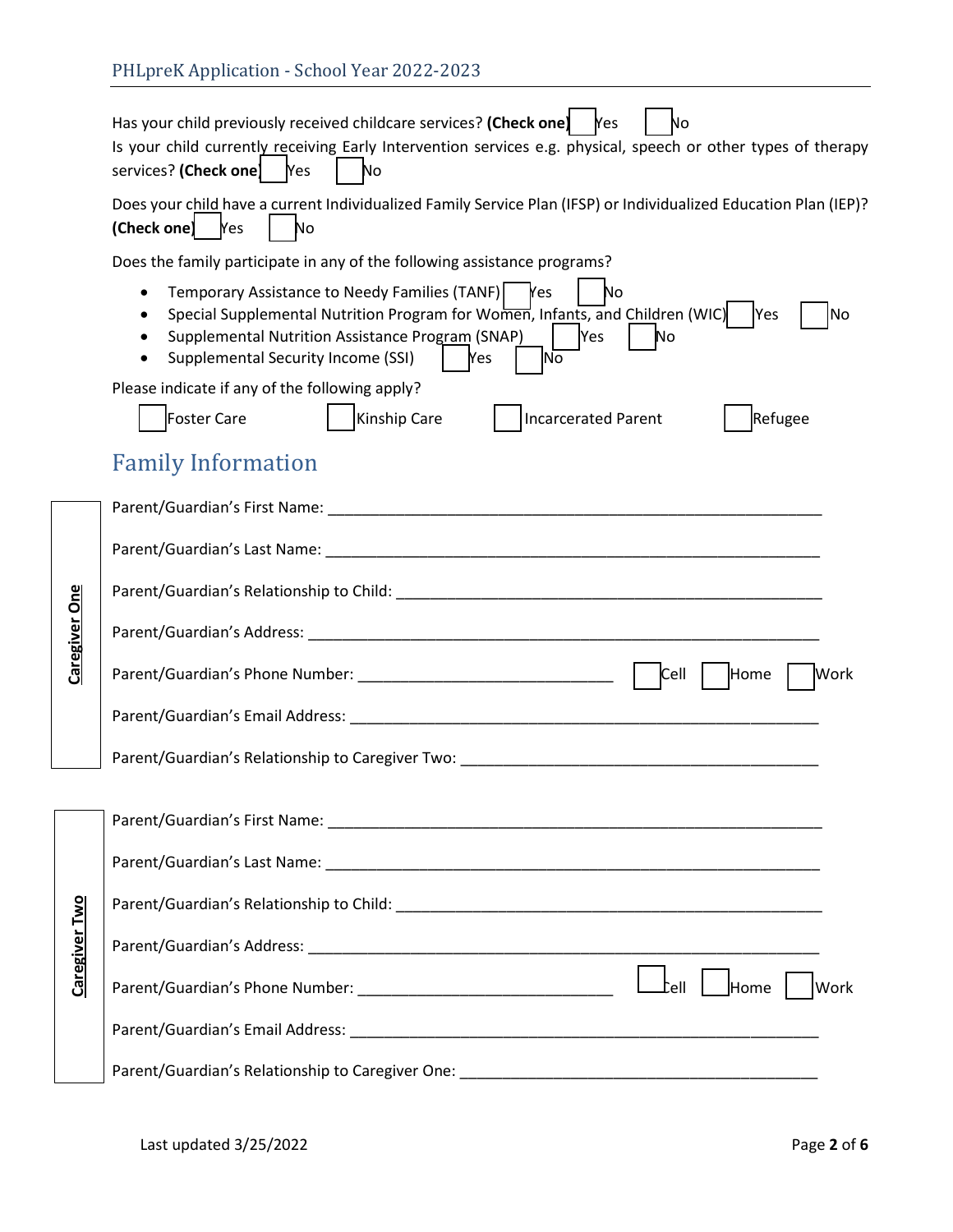Has your child previously received childcare services? **(Check one)** ☐ Yes ☐ No

Is your child currently receiving Early Intervention services e.g. physical, speech or other types of therapy services? **(Check one)** ☐ Yes ☐ No

Does your child have a current Individualized Family Service Plan (IFSP) or Individualized Education Plan (IEP)? **(Check one)** ☐ Yes ☐ No

Does the family participate in any of the following assistance programs?

- Temporary Assistance to Needy Families (TANF) ☐ Yes ☐ No
- Special Supplemental Nutrition Program for Women, Infants, and Children (WIC) ☐ Yes ☐ No
- Supplemental Nutrition Assistance Program (SNAP) ☐ Yes ☐ No
- Supplemental Security Income (SSI) ☐ Yes ☐ No

Please indicate if any of the following apply?

☐ Foster Care ☐ Kinship Care ☐ Incarcerated Parent ☐ Refugee

## Family Information

**Caregiver One**

Parent/Guardian's First Name: ____________________________________________

Parent/Guardian's Last Name: ____________________________________________

Parent/Guardian's Relationship to Child: ____________________________________________

Parent/Guardian's Address: ____________________________________________

Parent/Guardian's Phone Number: ______________________ ☐ Cell ☐ Home ☐ Work

Parent/Guardian's Email Address: ____________________________________________

Parent/Guardian's Relationship to Caregiver Two: ____________________________________________

**Caregiver Two**

Parent/Guardian's First Name: ____________________________________________

Parent/Guardian's Last Name: ____________________________________________

Parent/Guardian's Relationship to Child: ____________________________________________

Parent/Guardian's Address: ____________________________________________

Parent/Guardian's Phone Number: ______________________ ☐ Cell ☐ Home ☐ Work

Parent/Guardian's Email Address: ____________________________________________

Parent/Guardian's Relationship to Caregiver One: ____________________________________________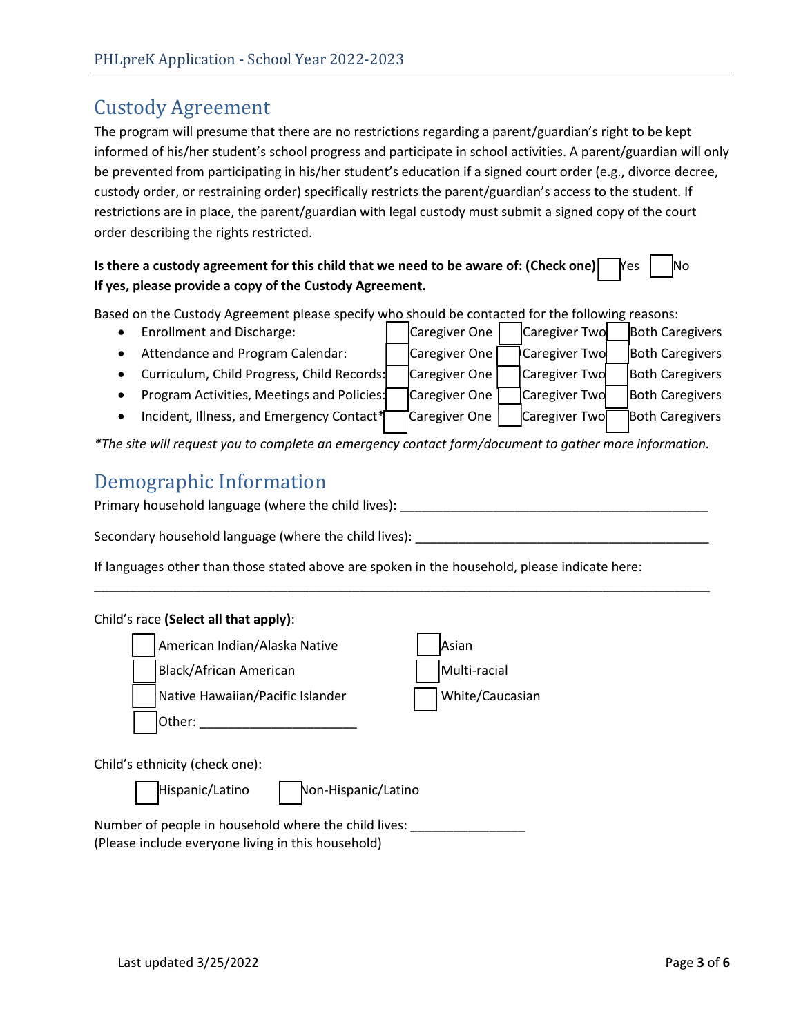## Custody Agreement

The program will presume that there are no restrictions regarding a parent/guardian's right to be kept informed of his/her student's school progress and participate in school activities. A parent/guardian will only be prevented from participating in his/her student's education if a signed court order (e.g., divorce decree, custody order, or restraining order) specifically restricts the parent/guardian's access to the student. If restrictions are in place, the parent/guardian with legal custody must submit a signed copy of the court order describing the rights restricted.

**Is there a custody agreement for this child that we need to be aware of: (Check one)** ☐ Yes ☐ No
**If yes, please provide a copy of the Custody Agreement.**

Based on the Custody Agreement please specify who should be contacted for the following reasons:

- Enrollment and Discharge: ☐ Caregiver One ☐ Caregiver Two ☐ Both Caregivers
- Attendance and Program Calendar: ☐ Caregiver One ☐ Caregiver Two ☐ Both Caregivers
- Curriculum, Child Progress, Child Records: ☐ Caregiver One ☐ Caregiver Two ☐ Both Caregivers
- Program Activities, Meetings and Policies: ☐ Caregiver One ☐ Caregiver Two ☐ Both Caregivers
- Incident, Illness, and Emergency Contact* ☐ Caregiver One ☐ Caregiver Two ☐ Both Caregivers

*\*The site will request you to complete an emergency contact form/document to gather more information.*

## Demographic Information

Primary household language (where the child lives): ____________________________________________

Secondary household language (where the child lives): ___________________________________________

If languages other than those stated above are spoken in the household, please indicate here:

_________________________________________________________________________________________

Child's race **(Select all that apply)**:

☐ American Indian/Alaska Native
☐ Black/African American
☐ Native Hawaiian/Pacific Islander
☐ Other: ______________________
☐ Asian
☐ Multi-racial
☐ White/Caucasian

Child's ethnicity (check one):

☐ Hispanic/Latino ☐ Non-Hispanic/Latino

Number of people in household where the child lives: ________________
(Please include everyone living in this household)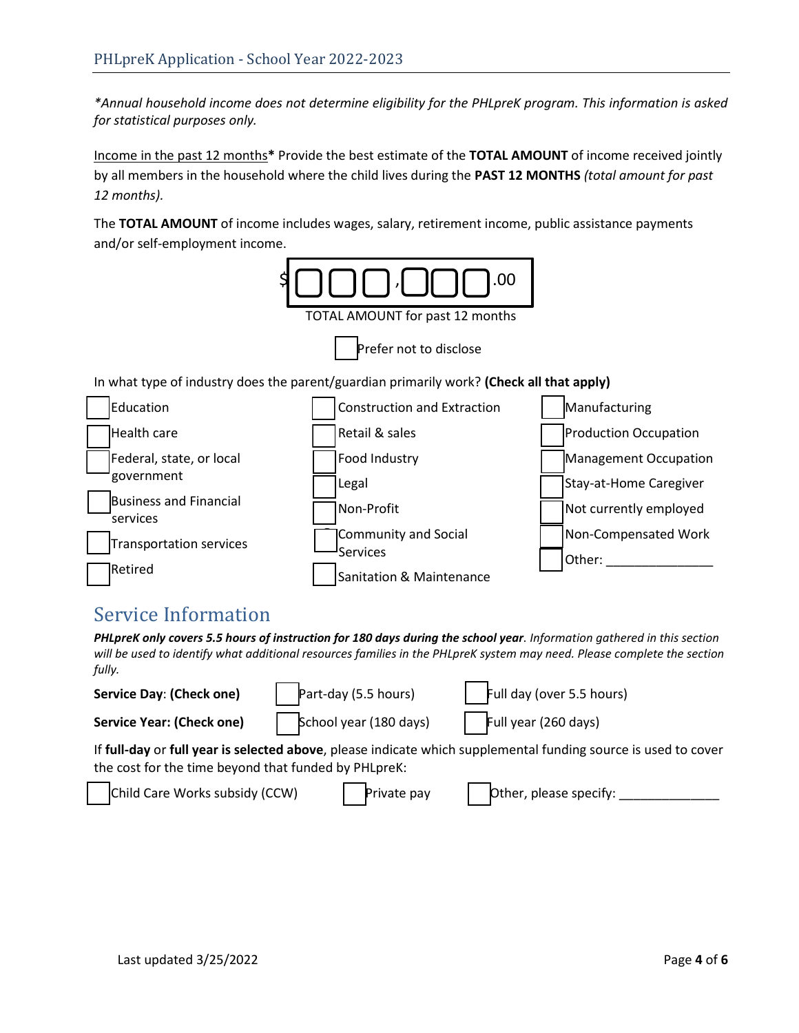*Annual household income does not determine eligibility for the PHLpreK program. This information is asked for statistical purposes only.*

Income in the past 12 months* Provide the best estimate of the **TOTAL AMOUNT** of income received jointly by all members in the household where the child lives during the **PAST 12 MONTHS** *(total amount for past 12 months).*

The **TOTAL AMOUNT** of income includes wages, salary, retirement income, public assistance payments and/or self-employment income.

$ ☐☐☐,☐☐☐.00

TOTAL AMOUNT for past 12 months

☐ Prefer not to disclose

In what type of industry does the parent/guardian primarily work? **(Check all that apply)**

- ☐ Education
- ☐ Health care
- ☐ Federal, state, or local government
- ☐ Business and Financial services
- ☐ Transportation services
- ☐ Retired
- ☐ Construction and Extraction
- ☐ Retail & sales
- ☐ Food Industry
- ☐ Legal
- ☐ Non-Profit
- ☐ Community and Social Services
- ☐ Sanitation & Maintenance
- ☐ Manufacturing
- ☐ Production Occupation
- ☐ Management Occupation
- ☐ Stay-at-Home Caregiver
- ☐ Not currently employed
- ☐ Non-Compensated Work
- ☐ Other: _______________

## Service Information

***PHLpreK only covers 5.5 hours of instruction for 180 days during the school year****. Information gathered in this section will be used to identify what additional resources families in the PHLpreK system may need. Please complete the section fully.*

**Service Day**: **(Check one)** ☐ Part-day (5.5 hours) ☐ Full day (over 5.5 hours)

**Service Year: (Check one)** ☐ School year (180 days) ☐ Full year (260 days)

If **full-day** or **full year is selected above**, please indicate which supplemental funding source is used to cover the cost for the time beyond that funded by PHLpreK:

☐ Child Care Works subsidy (CCW) ☐ Private pay ☐ Other, please specify: ______________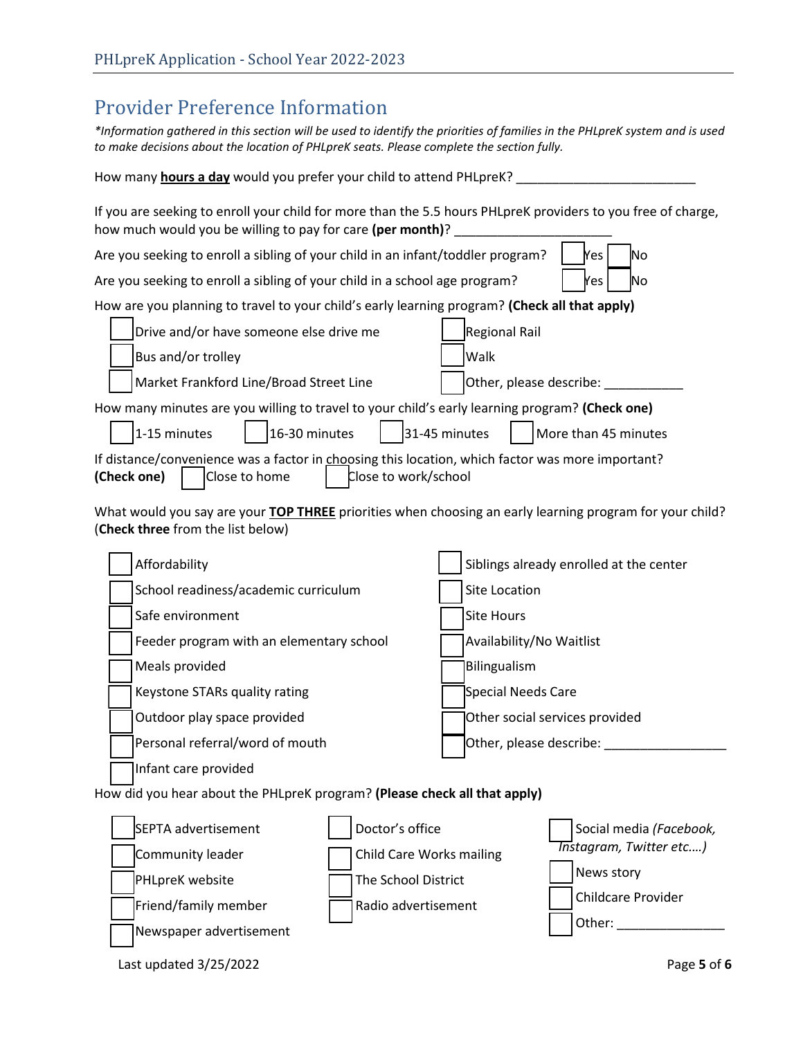## Provider Preference Information

*\*Information gathered in this section will be used to identify the priorities of families in the PHLpreK system and is used to make decisions about the location of PHLpreK seats. Please complete the section fully.*

How many **hours a day** would you prefer your child to attend PHLpreK? _________________________

If you are seeking to enroll your child for more than the 5.5 hours PHLpreK providers to you free of charge, how much would you be willing to pay for care **(per month)**? ______________________

Are you seeking to enroll a sibling of your child in an infant/toddler program? ☐ Yes ☐ No

Are you seeking to enroll a sibling of your child in a school age program? ☐ Yes ☐ No

How are you planning to travel to your child's early learning program? **(Check all that apply)**

- ☐ Drive and/or have someone else drive me
- ☐ Bus and/or trolley
- ☐ Market Frankford Line/Broad Street Line
- ☐ Regional Rail
- ☐ Walk
- ☐ Other, please describe: ___________

How many minutes are you willing to travel to your child's early learning program? **(Check one)**

☐ 1-15 minutes ☐ 16-30 minutes ☐ 31-45 minutes ☐ More than 45 minutes

If distance/convenience was a factor in choosing this location, which factor was more important? **(Check one)** ☐ Close to home ☐ Close to work/school

What would you say are your **TOP THREE** priorities when choosing an early learning program for your child? (**Check three** from the list below)

- ☐ Affordability
- ☐ School readiness/academic curriculum
- ☐ Safe environment
- ☐ Feeder program with an elementary school
- ☐ Meals provided
- ☐ Keystone STARs quality rating
- ☐ Outdoor play space provided
- ☐ Personal referral/word of mouth
- ☐ Infant care provided
- ☐ Siblings already enrolled at the center
- ☐ Site Location
- ☐ Site Hours
- ☐ Availability/No Waitlist
- ☐ Bilingualism
- ☐ Special Needs Care
- ☐ Other social services provided
- ☐ Other, please describe: _________________

How did you hear about the PHLpreK program? **(Please check all that apply)**

- ☐ SEPTA advertisement
- ☐ Community leader
- ☐ PHLpreK website
- ☐ Friend/family member
- ☐ Newspaper advertisement
- ☐ Doctor's office
- ☐ Child Care Works mailing
- ☐ The School District
- ☐ Radio advertisement
- ☐ Social media *(Facebook, Instagram, Twitter etc.…)*
- ☐ News story
- ☐ Childcare Provider
- ☐ Other: _______________

Last updated 3/25/2022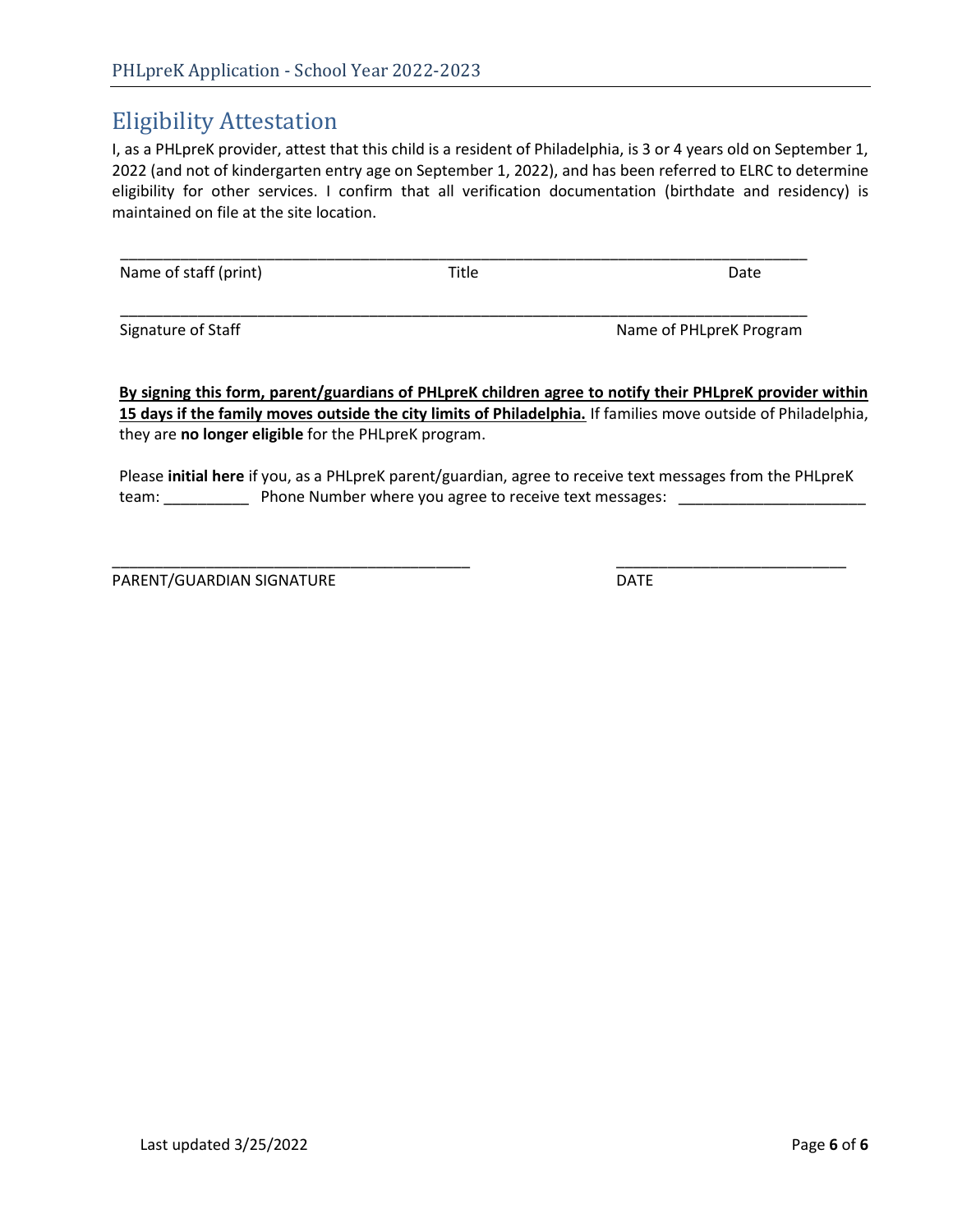## Eligibility Attestation

I, as a PHLpreK provider, attest that this child is a resident of Philadelphia, is 3 or 4 years old on September 1, 2022 (and not of kindergarten entry age on September 1, 2022), and has been referred to ELRC to determine eligibility for other services. I confirm that all verification documentation (birthdate and residency) is maintained on file at the site location.

_______________________________________________________________________________

Name of staff (print) Title Date

_______________________________________________________________________________

Signature of Staff Name of PHLpreK Program

**By signing this form, parent/guardians of PHLpreK children agree to notify their PHLpreK provider within 15 days if the family moves outside the city limits of Philadelphia.** If families move outside of Philadelphia, they are **no longer eligible** for the PHLpreK program.

Please **initial here** if you, as a PHLpreK parent/guardian, agree to receive text messages from the PHLpreK team: __________ Phone Number where you agree to receive text messages: ______________________

_________________________________________ ___________________________

PARENT/GUARDIAN SIGNATURE DATE